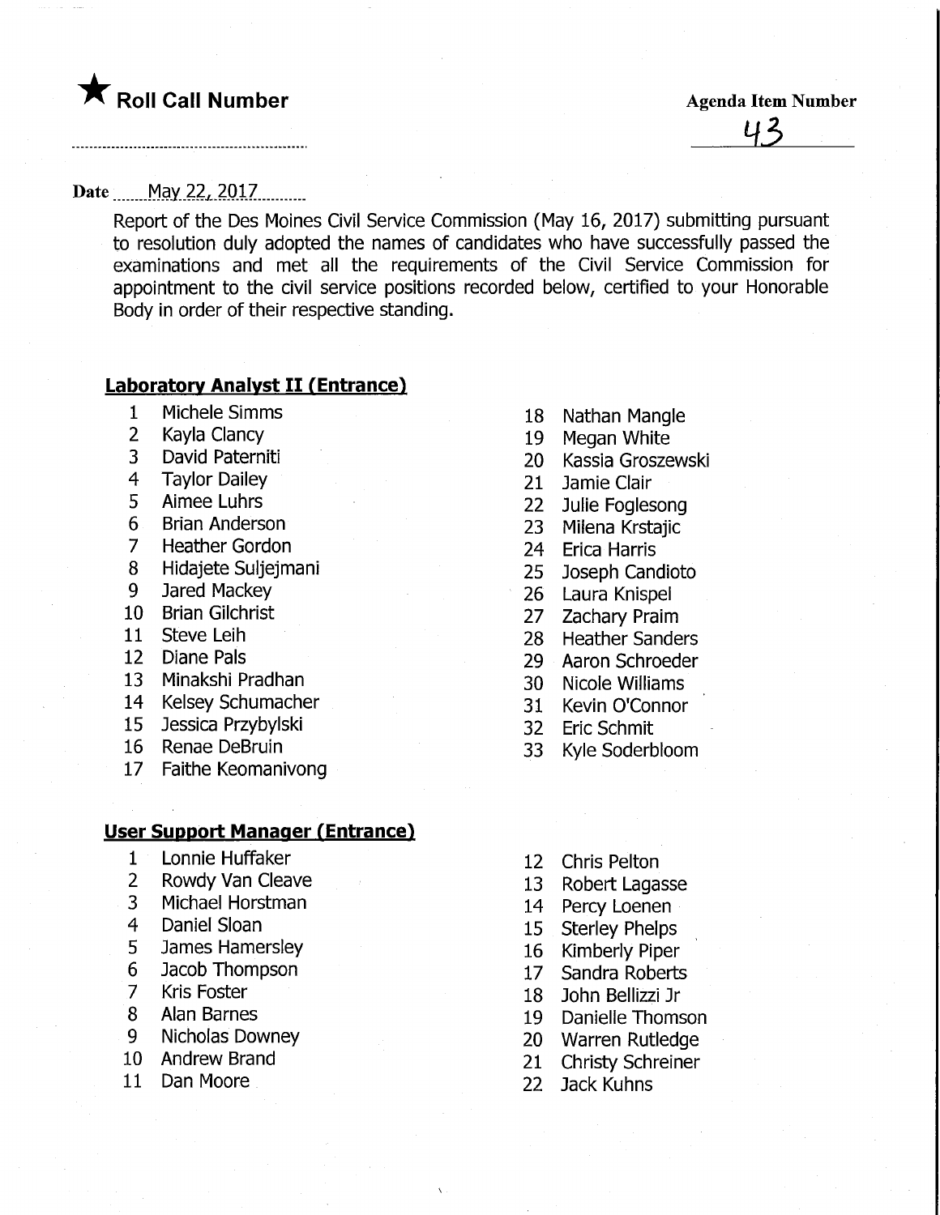★ **Roll Call Number**

**Agenda Item Number**

43

**Date** May 22, 2017

Report of the Des Moines Civil Service Commission (May 16, 2017) submitting pursuant to resolution duly adopted the names of candidates who have successfully passed the examinations and met all the requirements of the Civil Service Commission for appointment to the civil service positions recorded below, certified to your Honorable Body in order of their respective standing.

**Laboratory Analyst II (Entrance)**

1 Michele Simms
2 Kayla Clancy
3 David Paterniti
4 Taylor Dailey
5 Aimee Luhrs
6 Brian Anderson
7 Heather Gordon
8 Hidajete Suljejmani
9 Jared Mackey
10 Brian Gilchrist
11 Steve Leih
12 Diane Pals
13 Minakshi Pradhan
14 Kelsey Schumacher
15 Jessica Przybylski
16 Renae DeBruin
17 Faithe Keomanivong
18 Nathan Mangle
19 Megan White
20 Kassia Groszewski
21 Jamie Clair
22 Julie Foglesong
23 Milena Krstajic
24 Erica Harris
25 Joseph Candioto
26 Laura Knispel
27 Zachary Praim
28 Heather Sanders
29 Aaron Schroeder
30 Nicole Williams
31 Kevin O'Connor
32 Eric Schmit
33 Kyle Soderbloom

**User Support Manager (Entrance)**

1 Lonnie Huffaker
2 Rowdy Van Cleave
3 Michael Horstman
4 Daniel Sloan
5 James Hamersley
6 Jacob Thompson
7 Kris Foster
8 Alan Barnes
9 Nicholas Downey
10 Andrew Brand
11 Dan Moore
12 Chris Pelton
13 Robert Lagasse
14 Percy Loenen
15 Sterley Phelps
16 Kimberly Piper
17 Sandra Roberts
18 John Bellizzi Jr
19 Danielle Thomson
20 Warren Rutledge
21 Christy Schreiner
22 Jack Kuhns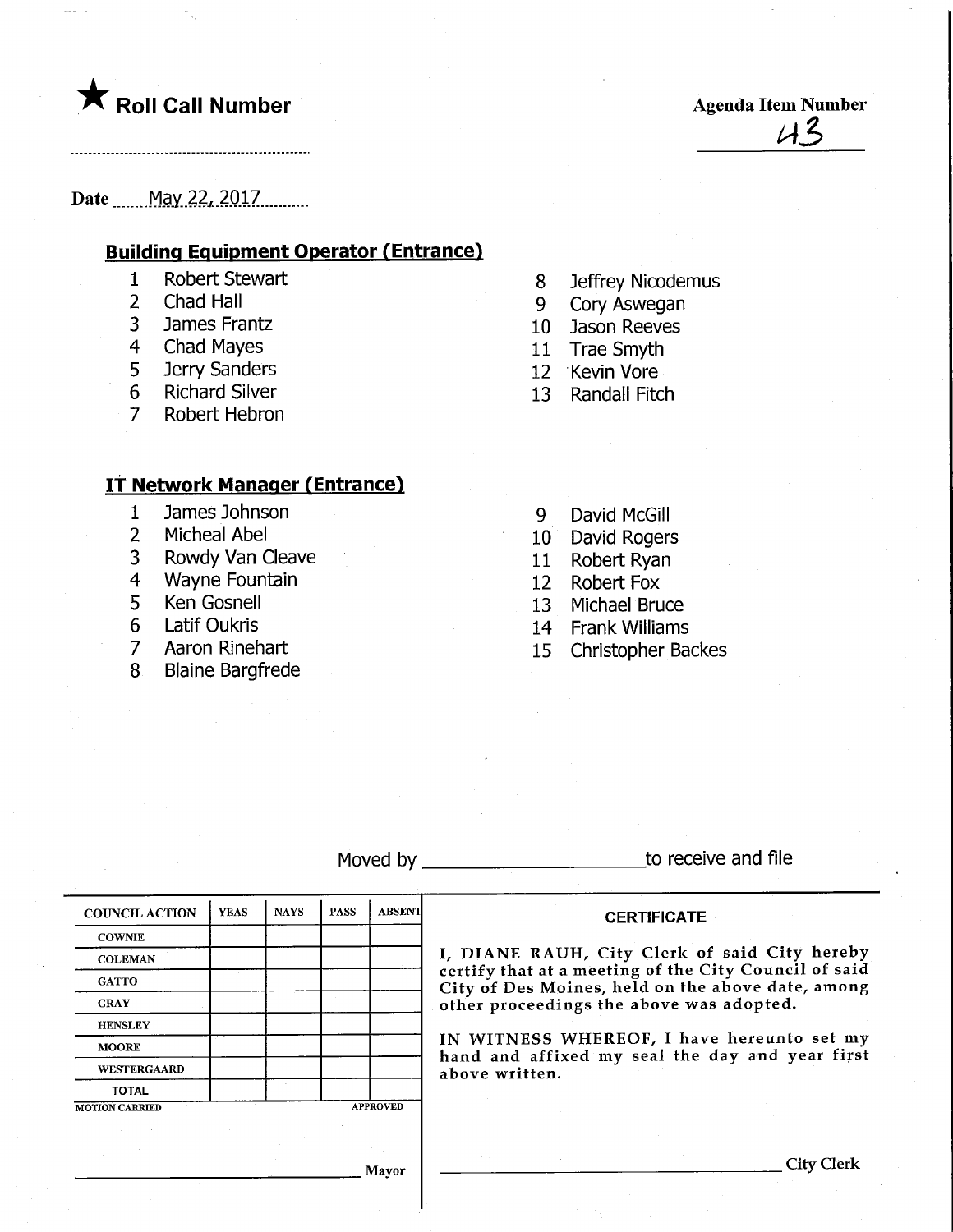★ **Roll Call Number**

**Agenda Item Number**
43

Date May 22, 2017

## Building Equipment Operator (Entrance)

1. Robert Stewart
2. Chad Hall
3. James Frantz
4. Chad Mayes
5. Jerry Sanders
6. Richard Silver
7. Robert Hebron
8. Jeffrey Nicodemus
9. Cory Aswegan
10. Jason Reeves
11. Trae Smyth
12. Kevin Vore
13. Randall Fitch

## IT Network Manager (Entrance)

1. James Johnson
2. Micheal Abel
3. Rowdy Van Cleave
4. Wayne Fountain
5. Ken Gosnell
6. Latif Oukris
7. Aaron Rinehart
8. Blaine Bargfrede
9. David McGill
10. David Rogers
11. Robert Ryan
12. Robert Fox
13. Michael Bruce
14. Frank Williams
15. Christopher Backes

Moved by ______________________ to receive and file

| COUNCIL ACTION | YEAS | NAYS | PASS | ABSENT |
|---|---|---|---|---|
| COWNIE | | | | |
| COLEMAN | | | | |
| GATTO | | | | |
| GRAY | | | | |
| HENSLEY | | | | |
| MOORE | | | | |
| WESTERGAARD | | | | |
| TOTAL | | | | |

MOTION CARRIED APPROVED

______________________ Mayor

**CERTIFICATE**

I, DIANE RAUH, City Clerk of said City hereby certify that at a meeting of the City Council of said City of Des Moines, held on the above date, among other proceedings the above was adopted.

IN WITNESS WHEREOF, I have hereunto set my hand and affixed my seal the day and year first above written.

______________________ City Clerk